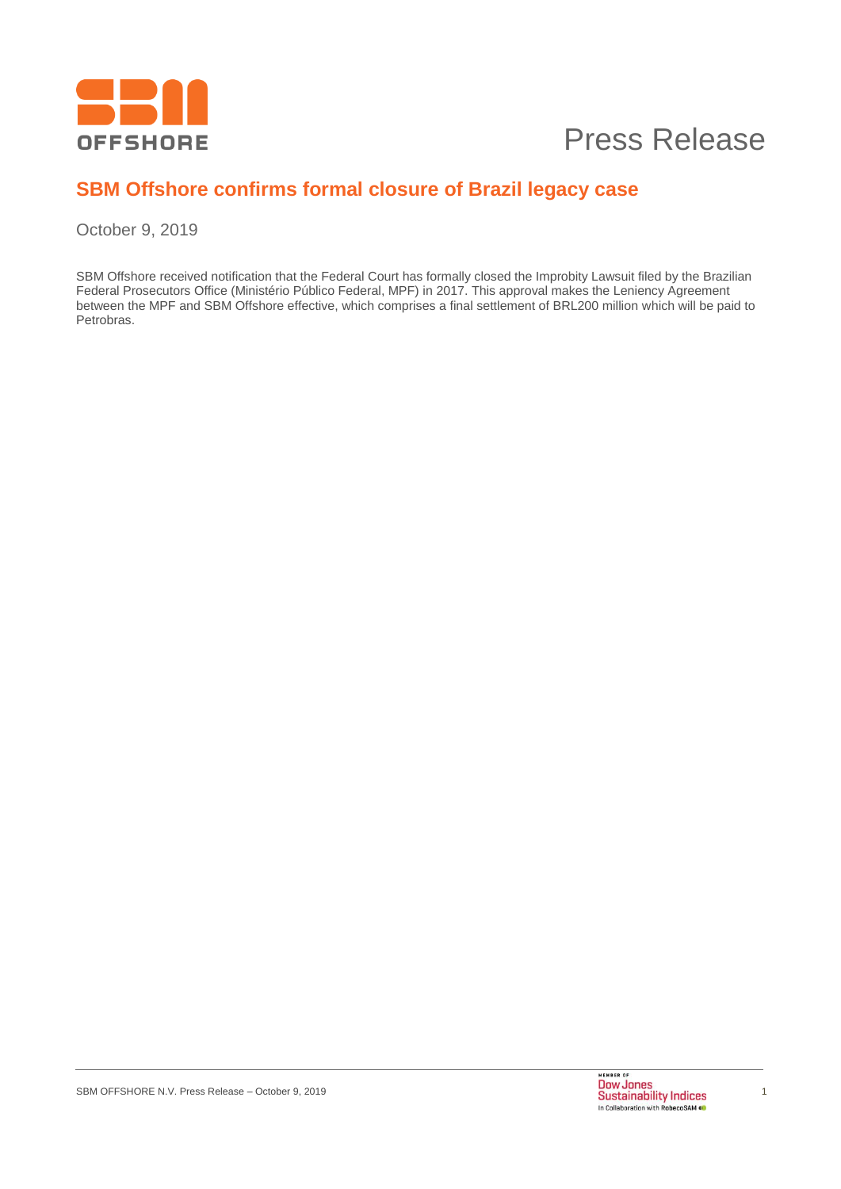Press Release

# SBM Offshore confirms formal closure of Brazil legacy case

October 9, 2019

SBM Offshore received notification that the Federal Court has formally closed the Improbity Lawsuit filed by the Brazilian Federal Prosecutors Office (Ministério Público Federal, MPF) in 2017. This approval makes the Leniency Agreement between the MPF and SBM Offshore effective, which comprises a final settlement of BRL200 million which will be paid to Petrobras.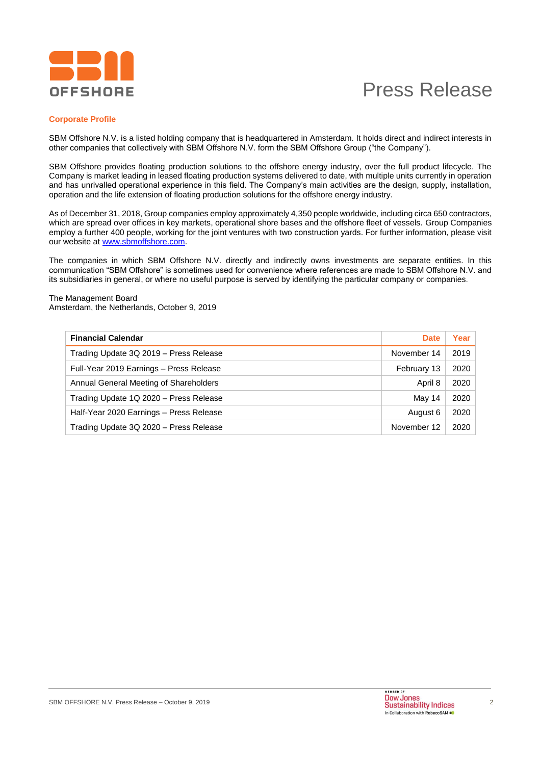### Corporate Profile

SBM Offshore N.V. is a listed holding company that is headquartered in Amsterdam. It holds direct and indirect interests in other companies that collectively with SBM Offshore N.V. form the SBM Offshore Group ("the Company").

SBM Offshore provides floating production solutions to the offshore energy industry, over the full product lifecycle. The Company is market leading in leased floating production systems delivered to date, with multiple units currently in operation and has unrivalled operational experience in this field. The Company's main activities are the design, supply, installation, operation and the life extension of floating production solutions for the offshore energy industry.

As of December 31, 2018, Group companies employ approximately 4,350 people worldwide, including circa 650 contractors, which are spread over offices in key markets, operational shore bases and the offshore fleet of vessels. Group Companies employ a further 400 people, working for the joint ventures with two construction yards. For further information, please visit our website at www.sbmoffshore.com.

The companies in which SBM Offshore N.V. directly and indirectly owns investments are separate entities. In this communication "SBM Offshore" is sometimes used for convenience where references are made to SBM Offshore N.V. and its subsidiaries in general, or where no useful purpose is served by identifying the particular company or companies.

The Management Board
Amsterdam, the Netherlands, October 9, 2019

| **Financial Calendar** | **Date** | **Year** |
|---|---|---|
| Trading Update 3Q 2019 – Press Release | November 14 | 2019 |
| Full-Year 2019 Earnings – Press Release | February 13 | 2020 |
| Annual General Meeting of Shareholders | April 8 | 2020 |
| Trading Update 1Q 2020 – Press Release | May 14 | 2020 |
| Half-Year 2020 Earnings – Press Release | August 6 | 2020 |
| Trading Update 3Q 2020 – Press Release | November 12 | 2020 |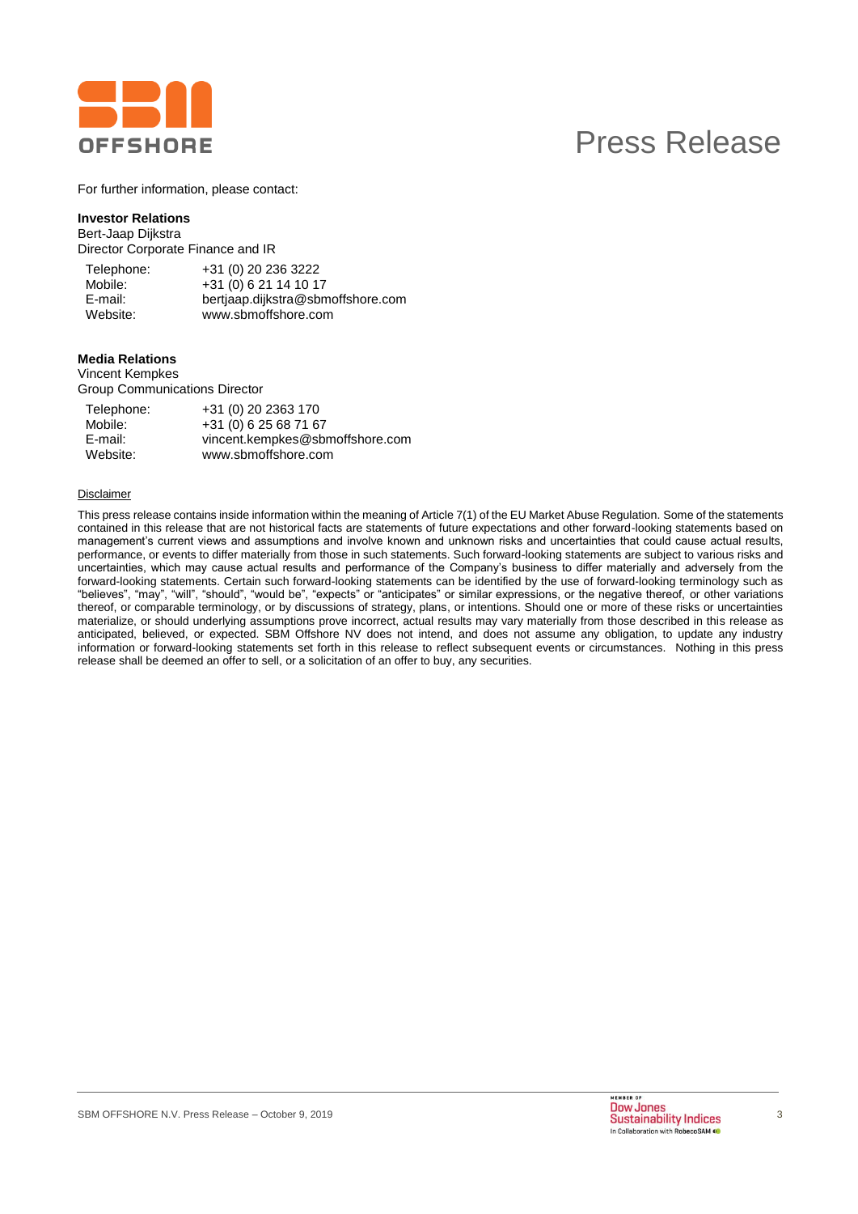Press Release

For further information, please contact:

**Investor Relations**
Bert-Jaap Dijkstra
Director Corporate Finance and IR

| | |
|---|---|
| Telephone: | +31 (0) 20 236 3222 |
| Mobile: | +31 (0) 6 21 14 10 17 |
| E-mail: | bertjaap.dijkstra@sbmoffshore.com |
| Website: | www.sbmoffshore.com |

**Media Relations**
Vincent Kempkes
Group Communications Director

| | |
|---|---|
| Telephone: | +31 (0) 20 2363 170 |
| Mobile: | +31 (0) 6 25 68 71 67 |
| E-mail: | vincent.kempkes@sbmoffshore.com |
| Website: | www.sbmoffshore.com |

Disclaimer

This press release contains inside information within the meaning of Article 7(1) of the EU Market Abuse Regulation. Some of the statements contained in this release that are not historical facts are statements of future expectations and other forward-looking statements based on management's current views and assumptions and involve known and unknown risks and uncertainties that could cause actual results, performance, or events to differ materially from those in such statements. Such forward-looking statements are subject to various risks and uncertainties, which may cause actual results and performance of the Company's business to differ materially and adversely from the forward-looking statements. Certain such forward-looking statements can be identified by the use of forward-looking terminology such as "believes", "may", "will", "should", "would be", "expects" or "anticipates" or similar expressions, or the negative thereof, or other variations thereof, or comparable terminology, or by discussions of strategy, plans, or intentions. Should one or more of these risks or uncertainties materialize, or should underlying assumptions prove incorrect, actual results may vary materially from those described in this release as anticipated, believed, or expected. SBM Offshore NV does not intend, and does not assume any obligation, to update any industry information or forward-looking statements set forth in this release to reflect subsequent events or circumstances. Nothing in this press release shall be deemed an offer to sell, or a solicitation of an offer to buy, any securities.